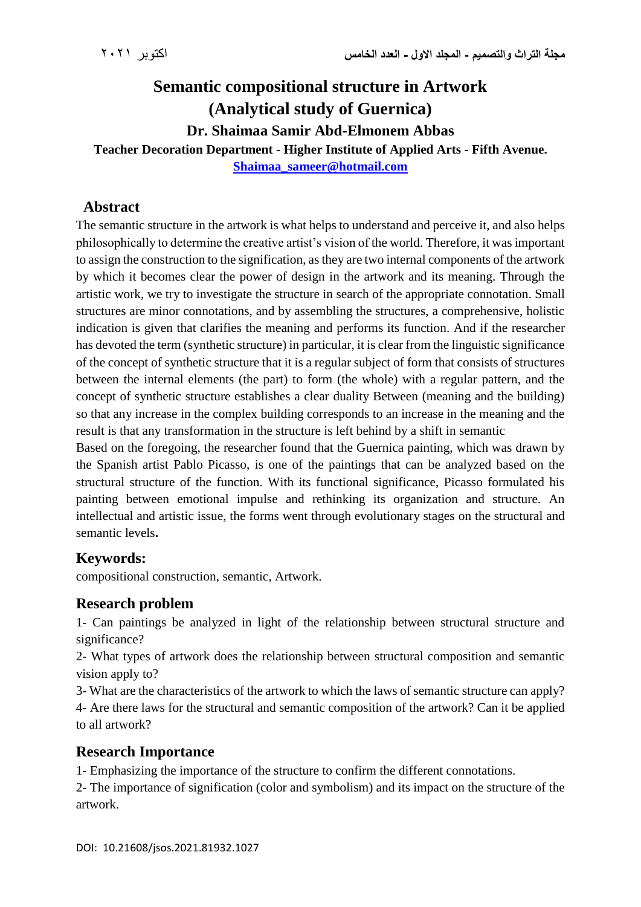# Semantic compositional structure in Artwork
# (Analytical study of Guernica)

### Dr. Shaimaa Samir Abd-Elmonem Abbas

**Teacher Decoration Department - Higher Institute of Applied Arts - Fifth Avenue.**

**Shaimaa_sameer@hotmail.com**

## Abstract

The semantic structure in the artwork is what helps to understand and perceive it, and also helps philosophically to determine the creative artist's vision of the world. Therefore, it was important to assign the construction to the signification, as they are two internal components of the artwork by which it becomes clear the power of design in the artwork and its meaning. Through the artistic work, we try to investigate the structure in search of the appropriate connotation. Small structures are minor connotations, and by assembling the structures, a comprehensive, holistic indication is given that clarifies the meaning and performs its function. And if the researcher has devoted the term (synthetic structure) in particular, it is clear from the linguistic significance of the concept of synthetic structure that it is a regular subject of form that consists of structures between the internal elements (the part) to form (the whole) with a regular pattern, and the concept of synthetic structure establishes a clear duality Between (meaning and the building) so that any increase in the complex building corresponds to an increase in the meaning and the result is that any transformation in the structure is left behind by a shift in semantic

Based on the foregoing, the researcher found that the Guernica painting, which was drawn by the Spanish artist Pablo Picasso, is one of the paintings that can be analyzed based on the structural structure of the function. With its functional significance, Picasso formulated his painting between emotional impulse and rethinking its organization and structure. An intellectual and artistic issue, the forms went through evolutionary stages on the structural and semantic levels**.**

## Keywords:

compositional construction, semantic, Artwork.

## Research problem

1- Can paintings be analyzed in light of the relationship between structural structure and significance?

2- What types of artwork does the relationship between structural composition and semantic vision apply to?

3- What are the characteristics of the artwork to which the laws of semantic structure can apply?

4- Are there laws for the structural and semantic composition of the artwork? Can it be applied to all artwork?

## Research Importance

1- Emphasizing the importance of the structure to confirm the different connotations.

2- The importance of signification (color and symbolism) and its impact on the structure of the artwork.

DOI: 10.21608/jsos.2021.81932.1027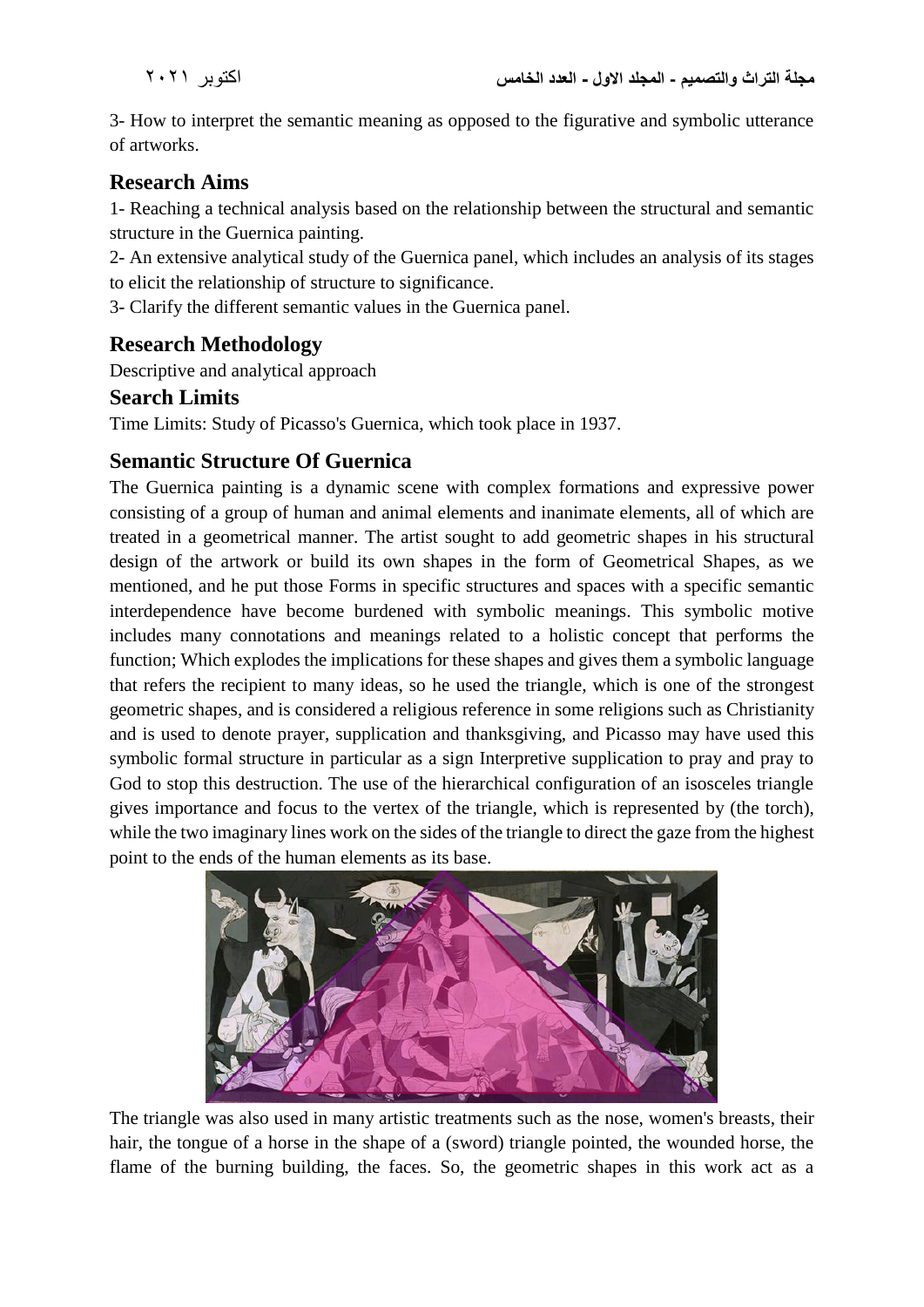3- How to interpret the semantic meaning as opposed to the figurative and symbolic utterance of artworks.

## Research Aims

1- Reaching a technical analysis based on the relationship between the structural and semantic structure in the Guernica painting.

2- An extensive analytical study of the Guernica panel, which includes an analysis of its stages to elicit the relationship of structure to significance.

3- Clarify the different semantic values in the Guernica panel.

## Research Methodology

Descriptive and analytical approach

## Search Limits

Time Limits: Study of Picasso's Guernica, which took place in 1937.

## Semantic Structure Of Guernica

The Guernica painting is a dynamic scene with complex formations and expressive power consisting of a group of human and animal elements and inanimate elements, all of which are treated in a geometrical manner. The artist sought to add geometric shapes in his structural design of the artwork or build its own shapes in the form of Geometrical Shapes, as we mentioned, and he put those Forms in specific structures and spaces with a specific semantic interdependence have become burdened with symbolic meanings. This symbolic motive includes many connotations and meanings related to a holistic concept that performs the function; Which explodes the implications for these shapes and gives them a symbolic language that refers the recipient to many ideas, so he used the triangle, which is one of the strongest geometric shapes, and is considered a religious reference in some religions such as Christianity and is used to denote prayer, supplication and thanksgiving, and Picasso may have used this symbolic formal structure in particular as a sign Interpretive supplication to pray and pray to God to stop this destruction. The use of the hierarchical configuration of an isosceles triangle gives importance and focus to the vertex of the triangle, which is represented by (the torch), while the two imaginary lines work on the sides of the triangle to direct the gaze from the highest point to the ends of the human elements as its base.

The triangle was also used in many artistic treatments such as the nose, women's breasts, their hair, the tongue of a horse in the shape of a (sword) triangle pointed, the wounded horse, the flame of the burning building, the faces. So, the geometric shapes in this work act as a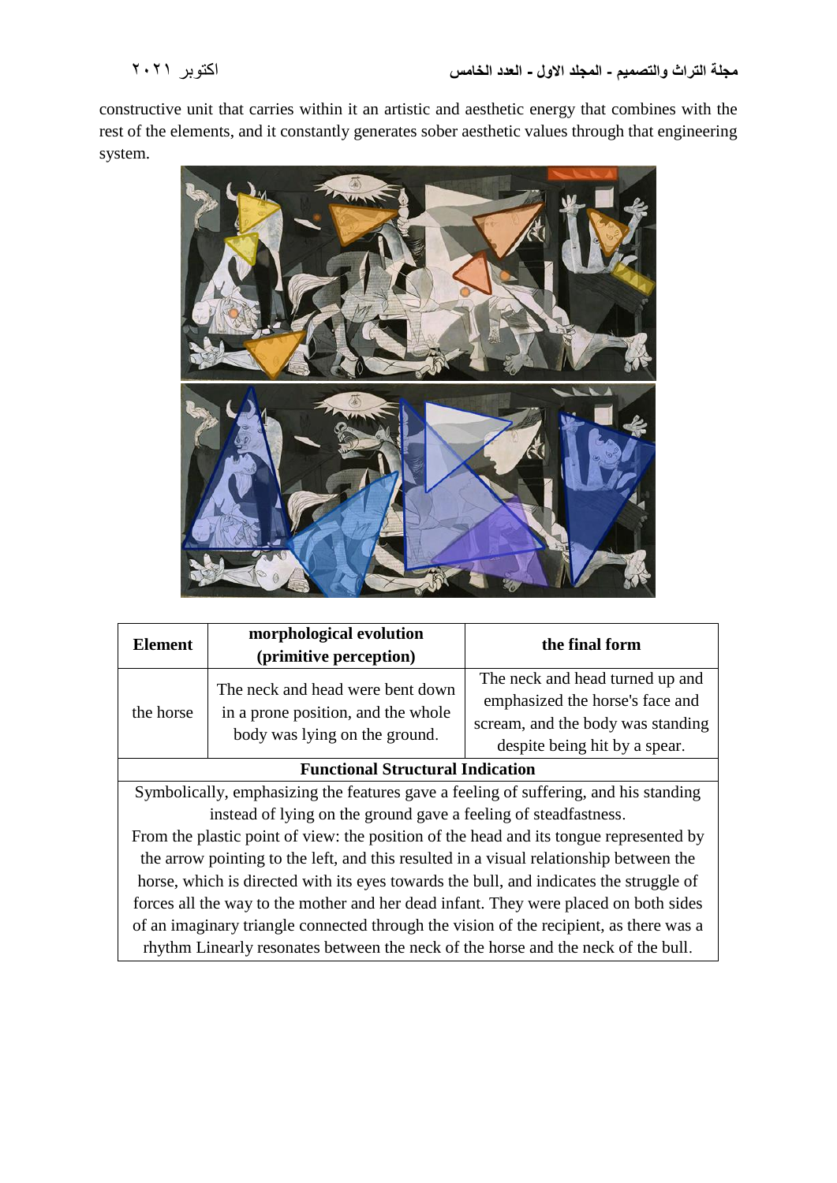constructive unit that carries within it an artistic and aesthetic energy that combines with the rest of the elements, and it constantly generates sober aesthetic values through that engineering system.

| Element | morphological evolution (primitive perception) | the final form |
| --- | --- | --- |
| the horse | The neck and head were bent down in a prone position, and the whole body was lying on the ground. | The neck and head turned up and emphasized the horse's face and scream, and the body was standing despite being hit by a spear. |
| **Functional Structural Indication** | | |
| Symbolically, emphasizing the features gave a feeling of suffering, and his standing instead of lying on the ground gave a feeling of steadfastness. From the plastic point of view: the position of the head and its tongue represented by the arrow pointing to the left, and this resulted in a visual relationship between the horse, which is directed with its eyes towards the bull, and indicates the struggle of forces all the way to the mother and her dead infant. They were placed on both sides of an imaginary triangle connected through the vision of the recipient, as there was a rhythm Linearly resonates between the neck of the horse and the neck of the bull. | | |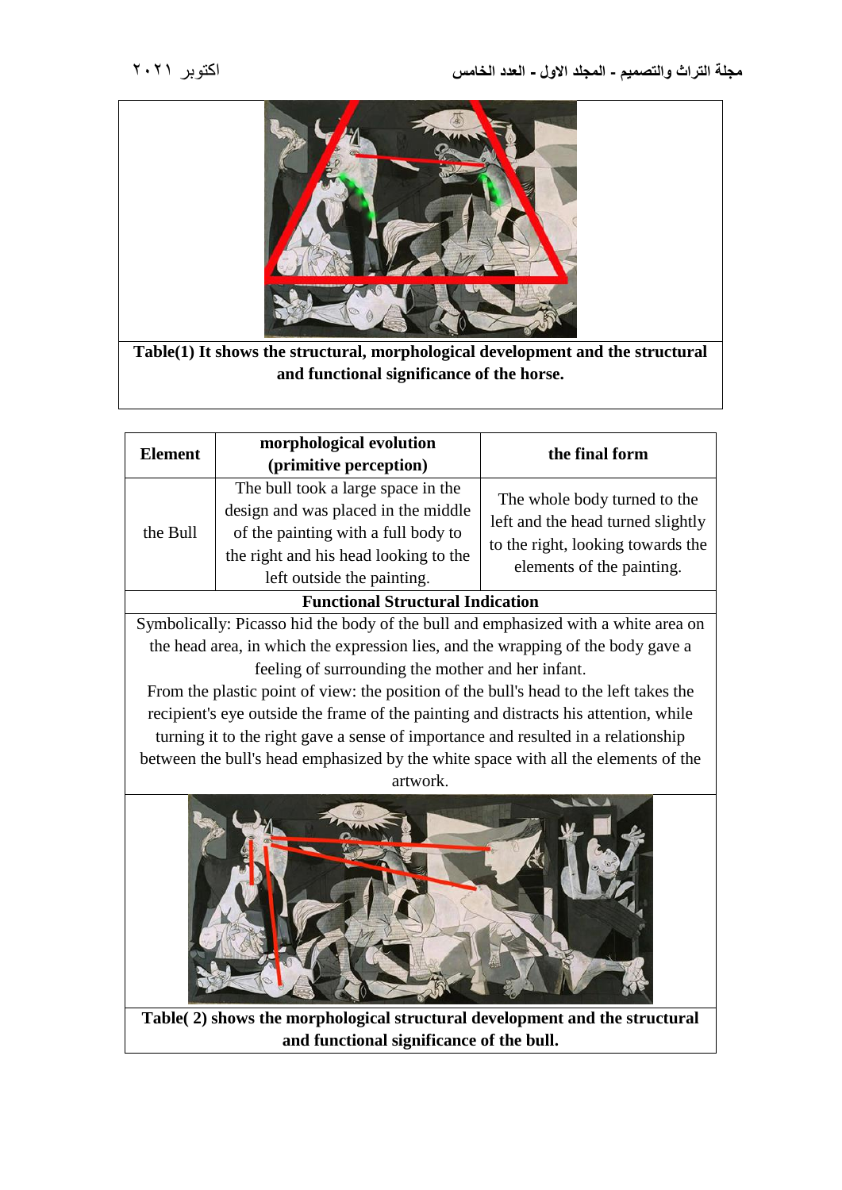**Table(1) It shows the structural, morphological development and the structural and functional significance of the horse.**

| Element | morphological evolution (primitive perception) | the final form |
|---|---|---|
| the Bull | The bull took a large space in the design and was placed in the middle of the painting with a full body to the right and his head looking to the left outside the painting. | The whole body turned to the left and the head turned slightly to the right, looking towards the elements of the painting. |

**Functional Structural Indication**

Symbolically: Picasso hid the body of the bull and emphasized with a white area on the head area, in which the expression lies, and the wrapping of the body gave a feeling of surrounding the mother and her infant.

From the plastic point of view: the position of the bull's head to the left takes the recipient's eye outside the frame of the painting and distracts his attention, while turning it to the right gave a sense of importance and resulted in a relationship between the bull's head emphasized by the white space with all the elements of the artwork.

**Table( 2) shows the morphological structural development and the structural and functional significance of the bull.**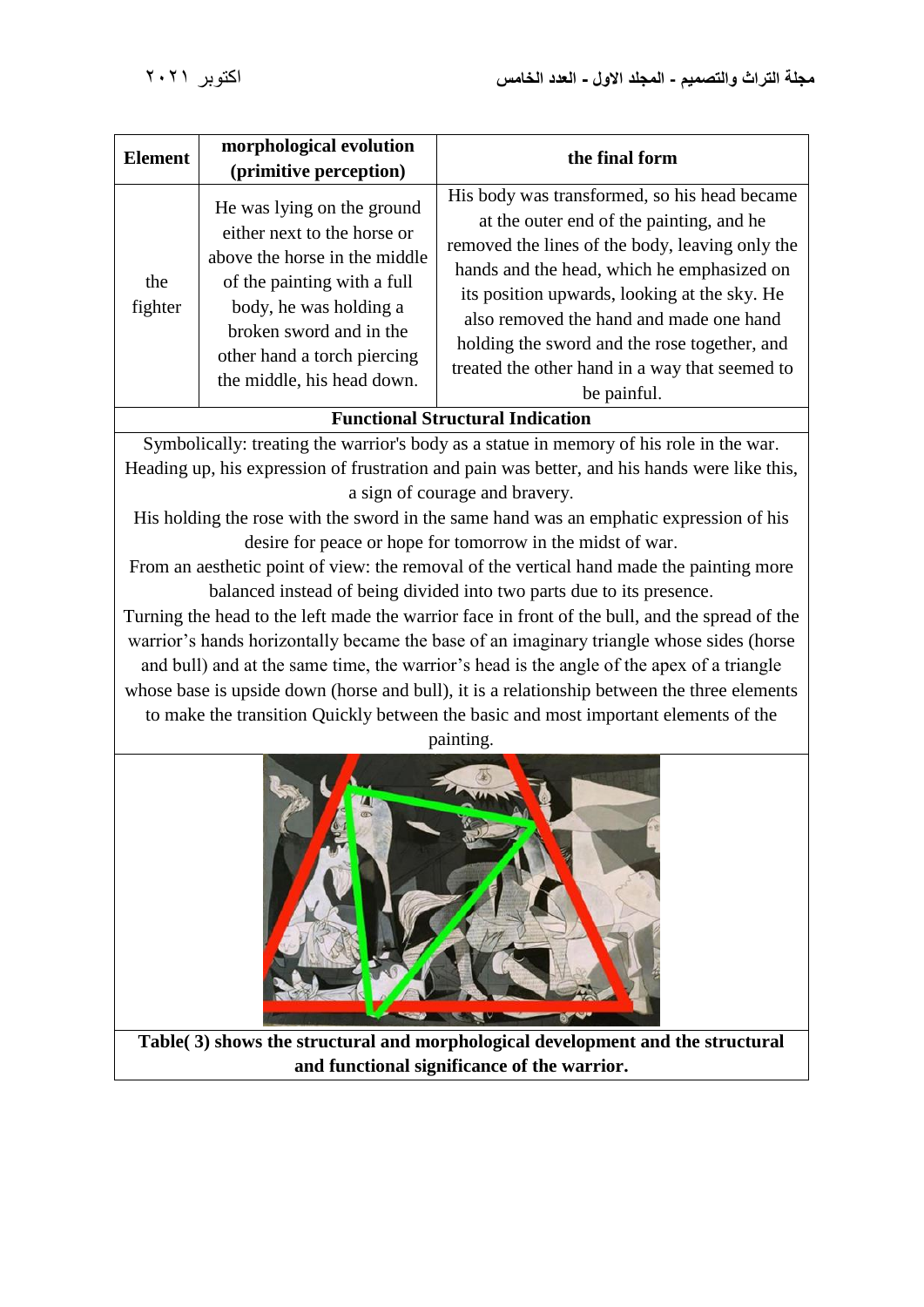| Element | morphological evolution (primitive perception) | the final form |
|---|---|---|
| the fighter | He was lying on the ground either next to the horse or above the horse in the middle of the painting with a full body, he was holding a broken sword and in the other hand a torch piercing the middle, his head down. | His body was transformed, so his head became at the outer end of the painting, and he removed the lines of the body, leaving only the hands and the head, which he emphasized on its position upwards, looking at the sky. He also removed the hand and made one hand holding the sword and the rose together, and treated the other hand in a way that seemed to be painful. |

**Functional Structural Indication**

Symbolically: treating the warrior's body as a statue in memory of his role in the war. Heading up, his expression of frustration and pain was better, and his hands were like this, a sign of courage and bravery.

His holding the rose with the sword in the same hand was an emphatic expression of his desire for peace or hope for tomorrow in the midst of war.

From an aesthetic point of view: the removal of the vertical hand made the painting more balanced instead of being divided into two parts due to its presence.

Turning the head to the left made the warrior face in front of the bull, and the spread of the warrior's hands horizontally became the base of an imaginary triangle whose sides (horse and bull) and at the same time, the warrior's head is the angle of the apex of a triangle whose base is upside down (horse and bull), it is a relationship between the three elements to make the transition Quickly between the basic and most important elements of the painting.

**Table( 3) shows the structural and morphological development and the structural and functional significance of the warrior.**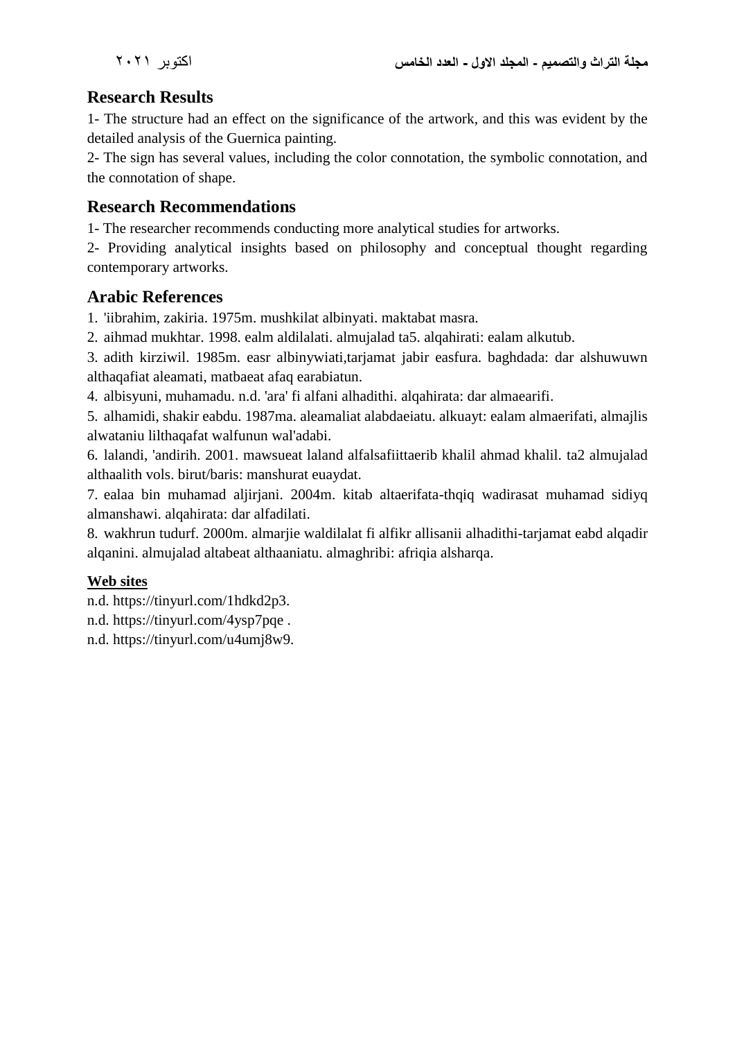## Research Results

1- The structure had an effect on the significance of the artwork, and this was evident by the detailed analysis of the Guernica painting.

2- The sign has several values, including the color connotation, the symbolic connotation, and the connotation of shape.

## Research Recommendations

1- The researcher recommends conducting more analytical studies for artworks.

2- Providing analytical insights based on philosophy and conceptual thought regarding contemporary artworks.

## Arabic References

1. 'iibrahim, zakiria. 1975m. mushkilat albinyati. maktabat masra.
2. aihmad mukhtar. 1998. ealm aldilalati. almujalad ta5. alqahirati: ealam alkutub.
3. adith kirziwil. 1985m. easr albinywiati,tarjamat jabir easfura. baghdada: dar alshuwuwn althaqafiat aleamati, matbaeat afaq earabiatun.
4. albisyuni, muhamadu. n.d. 'ara' fi alfani alhadithi. alqahirata: dar almaearifi.
5. alhamidi, shakir eabdu. 1987ma. aleamaliat alabdaeiatu. alkuayt: ealam almaerifati, almajlis alwataniu lilthaqafat walfunun wal'adabi.
6. lalandi, 'andirih. 2001. mawsueat laland alfalsafiittaerib khalil ahmad khalil. ta2 almujalad althaalith vols. birut/baris: manshurat euaydat.
7. ealaa bin muhamad aljirjani. 2004m. kitab altaerifata-thqiq wadirasat muhamad sidiyq almanshawi. alqahirata: dar alfadilati.
8. wakhrun tudurf. 2000m. almarjie waldilalat fi alfikr allisanii alhadithi-tarjamat eabd alqadir alqanini. almujalad altabeat althaaniatu. almaghribi: afriqia alsharqa.

**Web sites**

n.d. https://tinyurl.com/1hdkd2p3.

n.d. https://tinyurl.com/4ysp7pqe .

n.d. https://tinyurl.com/u4umj8w9.